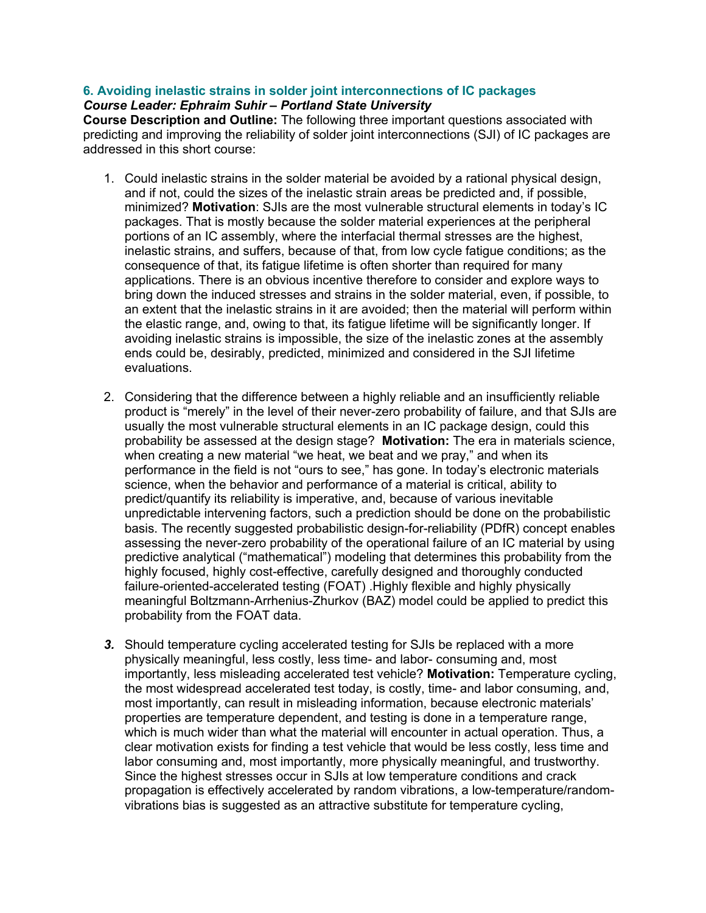### 6. Avoiding inelastic strains in solder joint interconnections of IC packages

***Course Leader: Ephraim Suhir – Portland State University***

**Course Description and Outline:** The following three important questions associated with predicting and improving the reliability of solder joint interconnections (SJI) of IC packages are addressed in this short course:

1. Could inelastic strains in the solder material be avoided by a rational physical design, and if not, could the sizes of the inelastic strain areas be predicted and, if possible, minimized? **Motivation**: SJIs are the most vulnerable structural elements in today's IC packages. That is mostly because the solder material experiences at the peripheral portions of an IC assembly, where the interfacial thermal stresses are the highest, inelastic strains, and suffers, because of that, from low cycle fatigue conditions; as the consequence of that, its fatigue lifetime is often shorter than required for many applications. There is an obvious incentive therefore to consider and explore ways to bring down the induced stresses and strains in the solder material, even, if possible, to an extent that the inelastic strains in it are avoided; then the material will perform within the elastic range, and, owing to that, its fatigue lifetime will be significantly longer. If avoiding inelastic strains is impossible, the size of the inelastic zones at the assembly ends could be, desirably, predicted, minimized and considered in the SJI lifetime evaluations.

2. Considering that the difference between a highly reliable and an insufficiently reliable product is "merely" in the level of their never-zero probability of failure, and that SJIs are usually the most vulnerable structural elements in an IC package design, could this probability be assessed at the design stage? **Motivation:** The era in materials science, when creating a new material "we heat, we beat and we pray," and when its performance in the field is not "ours to see," has gone. In today's electronic materials science, when the behavior and performance of a material is critical, ability to predict/quantify its reliability is imperative, and, because of various inevitable unpredictable intervening factors, such a prediction should be done on the probabilistic basis. The recently suggested probabilistic design-for-reliability (PDfR) concept enables assessing the never-zero probability of the operational failure of an IC material by using predictive analytical ("mathematical") modeling that determines this probability from the highly focused, highly cost-effective, carefully designed and thoroughly conducted failure-oriented-accelerated testing (FOAT) .Highly flexible and highly physically meaningful Boltzmann-Arrhenius-Zhurkov (BAZ) model could be applied to predict this probability from the FOAT data.

3. Should temperature cycling accelerated testing for SJIs be replaced with a more physically meaningful, less costly, less time- and labor- consuming and, most importantly, less misleading accelerated test vehicle? **Motivation:** Temperature cycling, the most widespread accelerated test today, is costly, time- and labor consuming, and, most importantly, can result in misleading information, because electronic materials' properties are temperature dependent, and testing is done in a temperature range, which is much wider than what the material will encounter in actual operation. Thus, a clear motivation exists for finding a test vehicle that would be less costly, less time and labor consuming and, most importantly, more physically meaningful, and trustworthy. Since the highest stresses occur in SJIs at low temperature conditions and crack propagation is effectively accelerated by random vibrations, a low-temperature/random-vibrations bias is suggested as an attractive substitute for temperature cycling,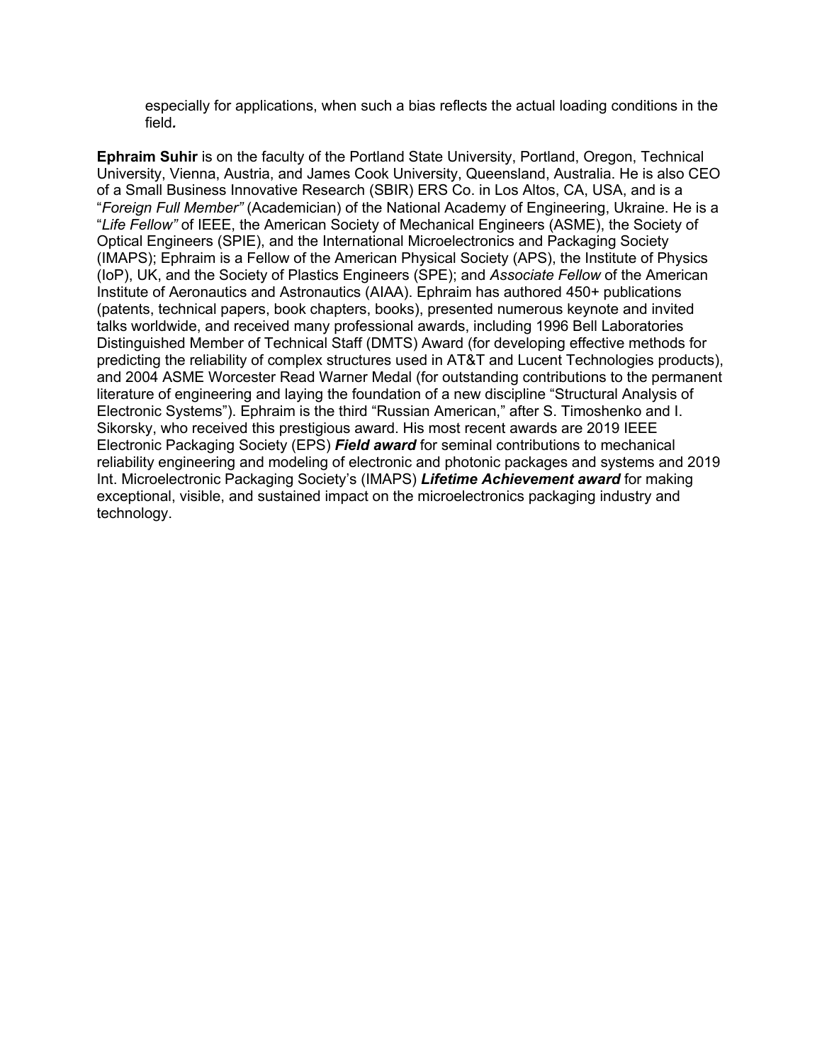especially for applications, when such a bias reflects the actual loading conditions in the field***.***

**Ephraim Suhir** is on the faculty of the Portland State University, Portland, Oregon, Technical University, Vienna, Austria, and James Cook University, Queensland, Australia. He is also CEO of a Small Business Innovative Research (SBIR) ERS Co. in Los Altos, CA, USA, and is a "*Foreign Full Member"* (Academician) of the National Academy of Engineering, Ukraine. He is a "*Life Fellow"* of IEEE, the American Society of Mechanical Engineers (ASME), the Society of Optical Engineers (SPIE), and the International Microelectronics and Packaging Society (IMAPS); Ephraim is a Fellow of the American Physical Society (APS), the Institute of Physics (IoP), UK, and the Society of Plastics Engineers (SPE); and *Associate Fellow* of the American Institute of Aeronautics and Astronautics (AIAA). Ephraim has authored 450+ publications (patents, technical papers, book chapters, books), presented numerous keynote and invited talks worldwide, and received many professional awards, including 1996 Bell Laboratories Distinguished Member of Technical Staff (DMTS) Award (for developing effective methods for predicting the reliability of complex structures used in AT&T and Lucent Technologies products), and 2004 ASME Worcester Read Warner Medal (for outstanding contributions to the permanent literature of engineering and laying the foundation of a new discipline "Structural Analysis of Electronic Systems"). Ephraim is the third "Russian American," after S. Timoshenko and I. Sikorsky, who received this prestigious award. His most recent awards are 2019 IEEE Electronic Packaging Society (EPS) ***Field award*** for seminal contributions to mechanical reliability engineering and modeling of electronic and photonic packages and systems and 2019 Int. Microelectronic Packaging Society's (IMAPS) ***Lifetime Achievement award*** for making exceptional, visible, and sustained impact on the microelectronics packaging industry and technology.